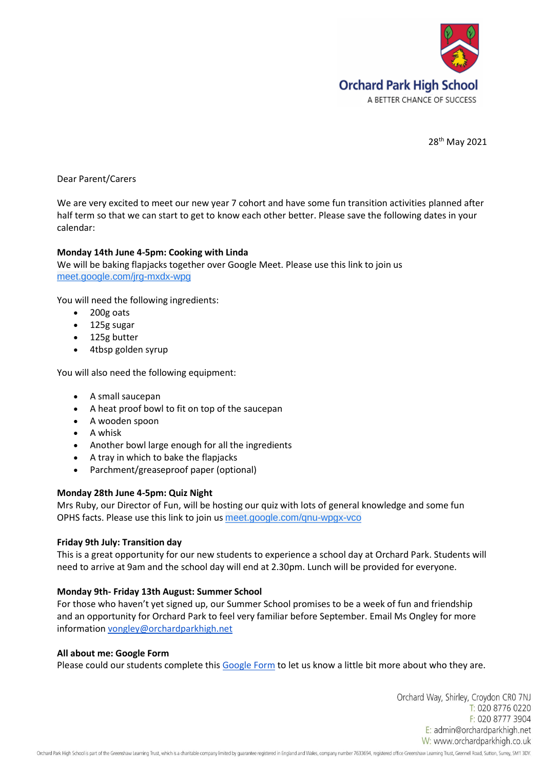**Orchard Park High School**
A BETTER CHANCE OF SUCCESS

28th May 2021

Dear Parent/Carers

We are very excited to meet our new year 7 cohort and have some fun transition activities planned after half term so that we can start to get to know each other better. Please save the following dates in your calendar:

**Monday 14th June 4-5pm: Cooking with Linda**
We will be baking flapjacks together over Google Meet. Please use this link to join us
meet.google.com/jrg-mxdx-wpg

You will need the following ingredients:

- 200g oats
- 125g sugar
- 125g butter
- 4tbsp golden syrup

You will also need the following equipment:

- A small saucepan
- A heat proof bowl to fit on top of the saucepan
- A wooden spoon
- A whisk
- Another bowl large enough for all the ingredients
- A tray in which to bake the flapjacks
- Parchment/greaseproof paper (optional)

**Monday 28th June 4-5pm: Quiz Night**
Mrs Ruby, our Director of Fun, will be hosting our quiz with lots of general knowledge and some fun OPHS facts. Please use this link to join us meet.google.com/qnu-wpgx-vco

**Friday 9th July: Transition day**
This is a great opportunity for our new students to experience a school day at Orchard Park. Students will need to arrive at 9am and the school day will end at 2.30pm. Lunch will be provided for everyone.

**Monday 9th- Friday 13th August: Summer School**
For those who haven't yet signed up, our Summer School promises to be a week of fun and friendship and an opportunity for Orchard Park to feel very familiar before September. Email Ms Ongley for more information vongley@orchardparkhigh.net

**All about me: Google Form**
Please could our students complete this Google Form to let us know a little bit more about who they are.

Orchard Way, Shirley, Croydon CR0 7NJ
T: 020 8776 0220
F: 020 8777 3904
E: admin@orchardparkhigh.net
W: www.orchardparkhigh.co.uk

Orchard Park High School is part of the Greenshaw Learning Trust, which is a charitable company limited by guarantee registered in England and Wales, company number 7633694, registered office Greenshaw Learning Trust, Grennell Road, Sutton, Surrey, SM1 3DY.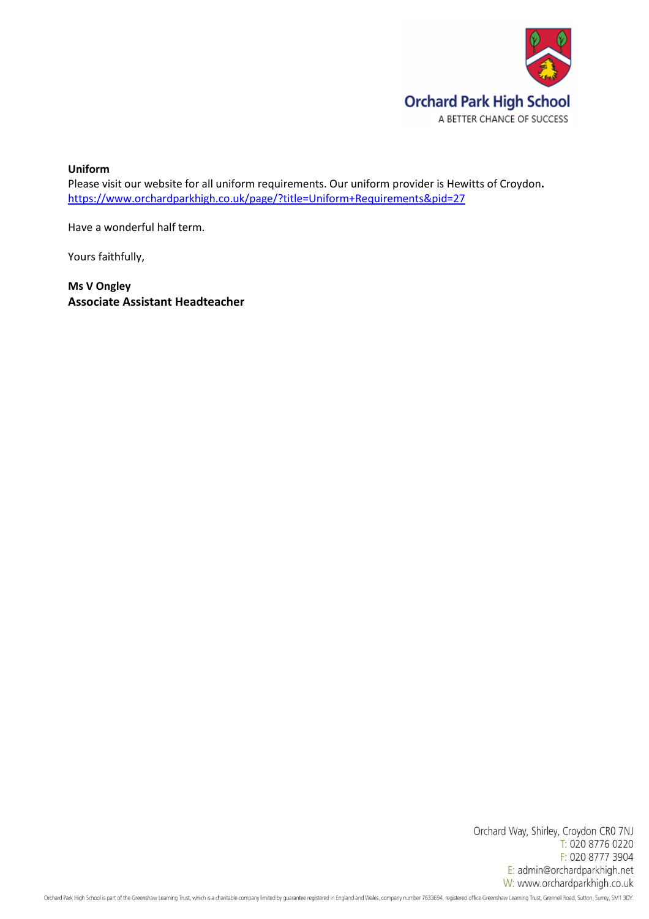**Uniform**
Please visit our website for all uniform requirements. Our uniform provider is Hewitts of Croydon**.**
https://www.orchardparkhigh.co.uk/page/?title=Uniform+Requirements&pid=27

Have a wonderful half term.

Yours faithfully,

**Ms V Ongley**
**Associate Assistant Headteacher**